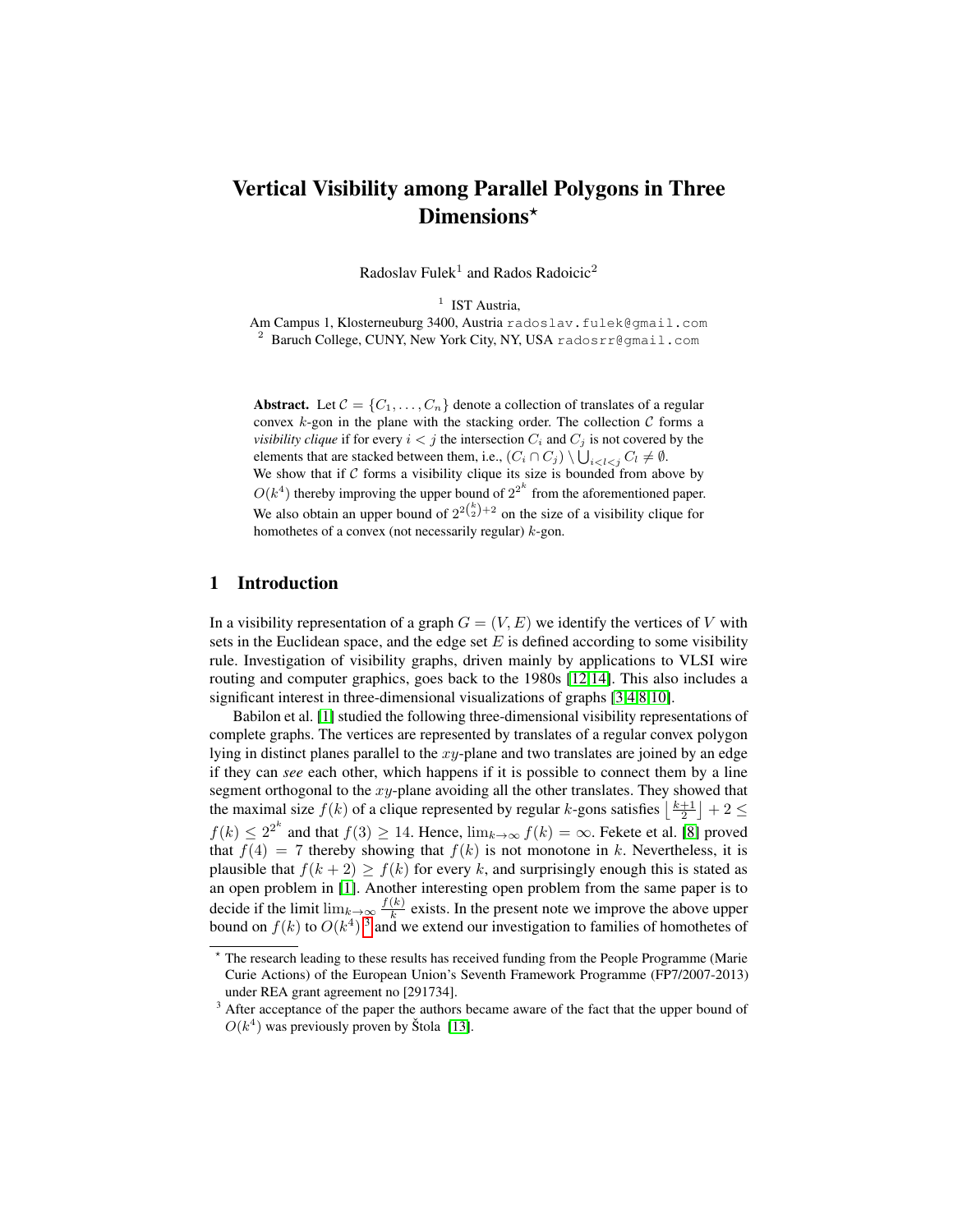# Vertical Visibility among Parallel Polygons in Three Dimensions*

Radoslav Fulek[1] and Rados Radoicic[2]

[1] IST Austria,
Am Campus 1, Klosterneuburg 3400, Austria radoslav.fulek@gmail.com
[2] Baruch College, CUNY, New York City, NY, USA radosrr@gmail.com

**Abstract.** Let $\mathcal{C} = \{C_1, \ldots, C_n\}$ denote a collection of translates of a regular convex $k$-gon in the plane with the stacking order. The collection $\mathcal{C}$ forms a *visibility clique* if for every $i < j$ the intersection $C_i$ and $C_j$ is not covered by the elements that are stacked between them, i.e., $(C_i \cap C_j) \setminus \bigcup_{i<l<j} C_l \neq \emptyset$.
We show that if $\mathcal{C}$ forms a visibility clique its size is bounded from above by $O(k^4)$ thereby improving the upper bound of $2^{2^k}$ from the aforementioned paper. We also obtain an upper bound of $2^{2\binom{k}{2}+2}$ on the size of a visibility clique for homothetes of a convex (not necessarily regular) $k$-gon.

## 1 Introduction

In a visibility representation of a graph $G = (V, E)$ we identify the vertices of $V$ with sets in the Euclidean space, and the edge set $E$ is defined according to some visibility rule. Investigation of visibility graphs, driven mainly by applications to VLSI wire routing and computer graphics, goes back to the 1980s [12,14]. This also includes a significant interest in three-dimensional visualizations of graphs [3,4,8,10].

Babilon et al. [1] studied the following three-dimensional visibility representations of complete graphs. The vertices are represented by translates of a regular convex polygon lying in distinct planes parallel to the $xy$-plane and two translates are joined by an edge if they can *see* each other, which happens if it is possible to connect them by a line segment orthogonal to the $xy$-plane avoiding all the other translates. They showed that the maximal size $f(k)$ of a clique represented by regular $k$-gons satisfies $\left\lfloor \frac{k+1}{2} \right\rfloor + 2 \leq f(k) \leq 2^{2^k}$ and that $f(3) \geq 14$. Hence, $\lim_{k\to\infty} f(k) = \infty$. Fekete et al. [8] proved that $f(4) = 7$ thereby showing that $f(k)$ is not monotone in $k$. Nevertheless, it is plausible that $f(k+2) \geq f(k)$ for every $k$, and surprisingly enough this is stated as an open problem in [1]. Another interesting open problem from the same paper is to decide if the limit $\lim_{k\to\infty} \frac{f(k)}{k}$ exists. In the present note we improve the above upper bound on $f(k)$ to $O(k^4)$ [3] and we extend our investigation to families of homothetes of

* The research leading to these results has received funding from the People Programme (Marie Curie Actions) of the European Union's Seventh Framework Programme (FP7/2007-2013) under REA grant agreement no [291734].

[3] After acceptance of the paper the authors became aware of the fact that the upper bound of $O(k^4)$ was previously proven by Štola [13].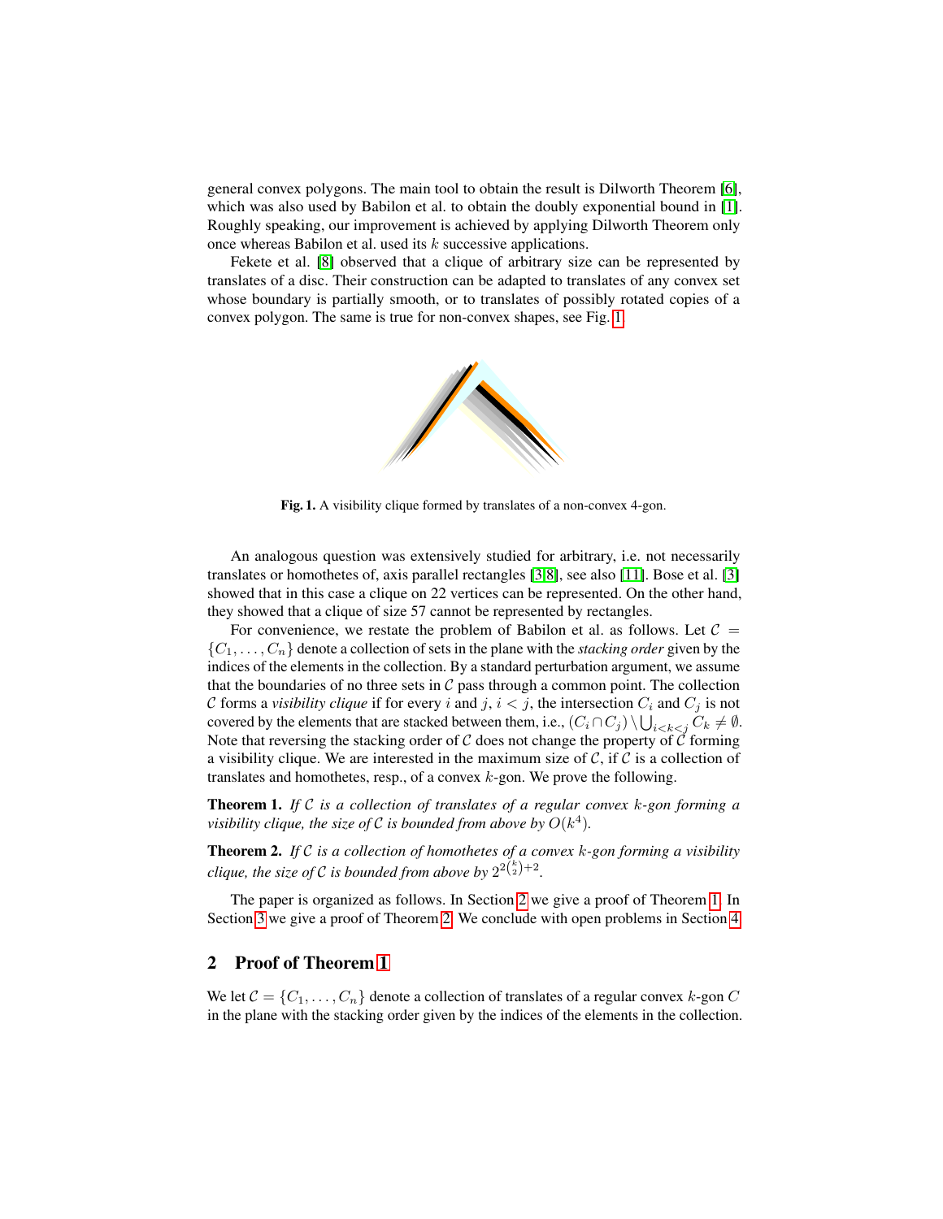general convex polygons. The main tool to obtain the result is Dilworth Theorem [6], which was also used by Babilon et al. to obtain the doubly exponential bound in [1]. Roughly speaking, our improvement is achieved by applying Dilworth Theorem only once whereas Babilon et al. used its $k$ successive applications.

Fekete et al. [8] observed that a clique of arbitrary size can be represented by translates of a disc. Their construction can be adapted to translates of any convex set whose boundary is partially smooth, or to translates of possibly rotated copies of a convex polygon. The same is true for non-convex shapes, see Fig. 1.

**Fig. 1.** A visibility clique formed by translates of a non-convex 4-gon.

An analogous question was extensively studied for arbitrary, i.e. not necessarily translates or homothetes of, axis parallel rectangles [3,8], see also [11]. Bose et al. [3] showed that in this case a clique on 22 vertices can be represented. On the other hand, they showed that a clique of size 57 cannot be represented by rectangles.

For convenience, we restate the problem of Babilon et al. as follows. Let $\mathcal{C} = \{C_1, \ldots, C_n\}$ denote a collection of sets in the plane with the *stacking order* given by the indices of the elements in the collection. By a standard perturbation argument, we assume that the boundaries of no three sets in $\mathcal{C}$ pass through a common point. The collection $\mathcal{C}$ forms a *visibility clique* if for every $i$ and $j$, $i < j$, the intersection $C_i$ and $C_j$ is not covered by the elements that are stacked between them, i.e., $(C_i \cap C_j) \setminus \bigcup_{i<k<j} C_k \neq \emptyset$. Note that reversing the stacking order of $\mathcal{C}$ does not change the property of $\mathcal{C}$ forming a visibility clique. We are interested in the maximum size of $\mathcal{C}$, if $\mathcal{C}$ is a collection of translates and homothetes, resp., of a convex $k$-gon. We prove the following.

**Theorem 1.** *If $\mathcal{C}$ is a collection of translates of a regular convex $k$-gon forming a visibility clique, the size of $\mathcal{C}$ is bounded from above by $O(k^4)$.*

**Theorem 2.** *If $\mathcal{C}$ is a collection of homothetes of a convex $k$-gon forming a visibility clique, the size of $\mathcal{C}$ is bounded from above by $2^{2\binom{k}{2}+2}$.*

The paper is organized as follows. In Section 2 we give a proof of Theorem 1. In Section 3 we give a proof of Theorem 2. We conclude with open problems in Section 4.

## 2 Proof of Theorem 1

We let $\mathcal{C} = \{C_1, \ldots, C_n\}$ denote a collection of translates of a regular convex $k$-gon $C$ in the plane with the stacking order given by the indices of the elements in the collection.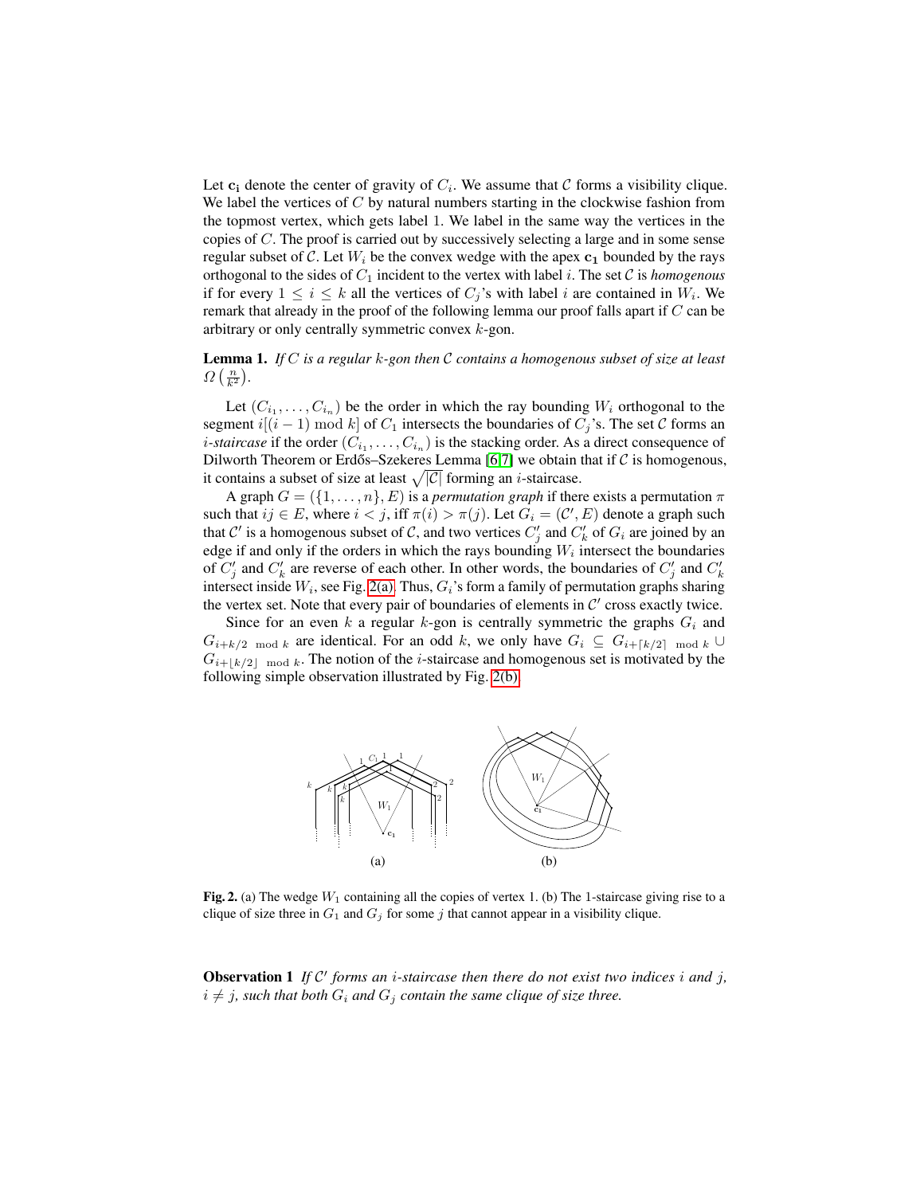Let $\mathbf{c_i}$ denote the center of gravity of $C_i$. We assume that $\mathcal{C}$ forms a visibility clique. We label the vertices of $C$ by natural numbers starting in the clockwise fashion from the topmost vertex, which gets label 1. We label in the same way the vertices in the copies of $C$. The proof is carried out by successively selecting a large and in some sense regular subset of $\mathcal{C}$. Let $W_i$ be the convex wedge with the apex $\mathbf{c_1}$ bounded by the rays orthogonal to the sides of $C_1$ incident to the vertex with label $i$. The set $\mathcal{C}$ is *homogenous* if for every $1 \leq i \leq k$ all the vertices of $C_j$'s with label $i$ are contained in $W_i$. We remark that already in the proof of the following lemma our proof falls apart if $C$ can be arbitrary or only centrally symmetric convex $k$-gon.

**Lemma 1.** *If $C$ is a regular $k$-gon then $\mathcal{C}$ contains a homogenous subset of size at least $\Omega\left(\frac{n}{k^2}\right)$.*

Let $(C_{i_1}, \ldots, C_{i_n})$ be the order in which the ray bounding $W_i$ orthogonal to the segment $i[(i-1) \bmod k]$ of $C_1$ intersects the boundaries of $C_j$'s. The set $\mathcal{C}$ forms an *$i$-staircase* if the order $(C_{i_1}, \ldots, C_{i_n})$ is the stacking order. As a direct consequence of Dilworth Theorem or Erdős–Szekeres Lemma [6,7] we obtain that if $\mathcal{C}$ is homogenous, it contains a subset of size at least $\sqrt{|\mathcal{C}|}$ forming an $i$-staircase.

A graph $G = (\{1, \ldots, n\}, E)$ is a *permutation graph* if there exists a permutation $\pi$ such that $ij \in E$, where $i < j$, iff $\pi(i) > \pi(j)$. Let $G_i = (\mathcal{C}', E)$ denote a graph such that $\mathcal{C}'$ is a homogenous subset of $\mathcal{C}$, and two vertices $C'_j$ and $C'_k$ of $G_i$ are joined by an edge if and only if the orders in which the rays bounding $W_i$ intersect the boundaries of $C'_j$ and $C'_k$ are reverse of each other. In other words, the boundaries of $C'_j$ and $C'_k$ intersect inside $W_i$, see Fig. 2(a). Thus, $G_i$'s form a family of permutation graphs sharing the vertex set. Note that every pair of boundaries of elements in $\mathcal{C}'$ cross exactly twice.

Since for an even $k$ a regular $k$-gon is centrally symmetric the graphs $G_i$ and $G_{i+k/2 \bmod k}$ are identical. For an odd $k$, we only have $G_i \subseteq G_{i+\lceil k/2 \rceil \bmod k} \cup G_{i+\lfloor k/2 \rfloor \bmod k}$. The notion of the $i$-staircase and homogenous set is motivated by the following simple observation illustrated by Fig. 2(b).

**Fig. 2.** (a) The wedge $W_1$ containing all the copies of vertex 1. (b) The 1-staircase giving rise to a clique of size three in $G_1$ and $G_j$ for some $j$ that cannot appear in a visibility clique.

**Observation 1** *If $\mathcal{C}'$ forms an $i$-staircase then there do not exist two indices $i$ and $j$, $i \neq j$, such that both $G_i$ and $G_j$ contain the same clique of size three.*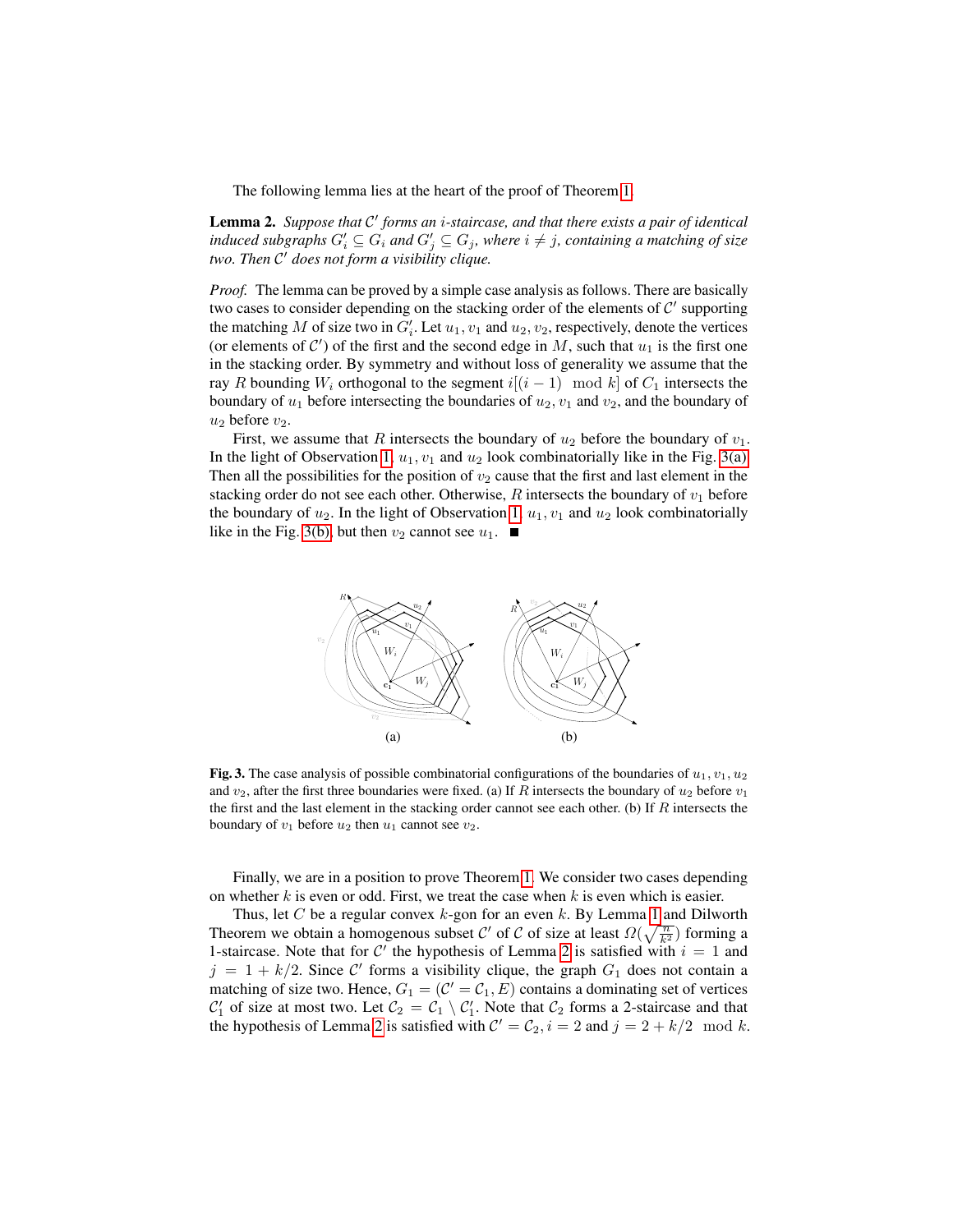The following lemma lies at the heart of the proof of Theorem 1.

**Lemma 2.** *Suppose that $\mathcal{C}'$ forms an $i$-staircase, and that there exists a pair of identical induced subgraphs $G_i' \subseteq G_i$ and $G_j' \subseteq G_j$, where $i \neq j$, containing a matching of size two. Then $\mathcal{C}'$ does not form a visibility clique.*

*Proof.* The lemma can be proved by a simple case analysis as follows. There are basically two cases to consider depending on the stacking order of the elements of $\mathcal{C}'$ supporting the matching $M$ of size two in $G_i'$. Let $u_1, v_1$ and $u_2, v_2$, respectively, denote the vertices (or elements of $\mathcal{C}'$) of the first and the second edge in $M$, such that $u_1$ is the first one in the stacking order. By symmetry and without loss of generality we assume that the ray $R$ bounding $W_i$ orthogonal to the segment $i[(i-1) \mod k]$ of $C_1$ intersects the boundary of $u_1$ before intersecting the boundaries of $u_2, v_1$ and $v_2$, and the boundary of $u_2$ before $v_2$.

First, we assume that $R$ intersects the boundary of $u_2$ before the boundary of $v_1$. In the light of Observation 1, $u_1, v_1$ and $u_2$ look combinatorially like in the Fig. 3(a). Then all the possibilities for the position of $v_2$ cause that the first and last element in the stacking order do not see each other. Otherwise, $R$ intersects the boundary of $v_1$ before the boundary of $u_2$. In the light of Observation 1, $u_1, v_1$ and $u_2$ look combinatorially like in the Fig. 3(b), but then $v_2$ cannot see $u_1$. ∎

**Fig. 3.** The case analysis of possible combinatorial configurations of the boundaries of $u_1, v_1, u_2$ and $v_2$, after the first three boundaries were fixed. (a) If $R$ intersects the boundary of $u_2$ before $v_1$ the first and the last element in the stacking order cannot see each other. (b) If $R$ intersects the boundary of $v_1$ before $u_2$ then $u_1$ cannot see $v_2$.

Finally, we are in a position to prove Theorem 1. We consider two cases depending on whether $k$ is even or odd. First, we treat the case when $k$ is even which is easier.

Thus, let $C$ be a regular convex $k$-gon for an even $k$. By Lemma 1 and Dilworth Theorem we obtain a homogenous subset $\mathcal{C}'$ of $\mathcal{C}$ of size at least $\Omega(\sqrt{\frac{n}{k^2}})$ forming a 1-staircase. Note that for $\mathcal{C}'$ the hypothesis of Lemma 2 is satisfied with $i = 1$ and $j = 1 + k/2$. Since $\mathcal{C}'$ forms a visibility clique, the graph $G_1$ does not contain a matching of size two. Hence, $G_1 = (\mathcal{C}' = \mathcal{C}_1, E)$ contains a dominating set of vertices $\mathcal{C}_1'$ of size at most two. Let $\mathcal{C}_2 = \mathcal{C}_1 \setminus \mathcal{C}_1'$. Note that $\mathcal{C}_2$ forms a 2-staircase and that the hypothesis of Lemma 2 is satisfied with $\mathcal{C}' = \mathcal{C}_2, i = 2$ and $j = 2 + k/2 \mod k$.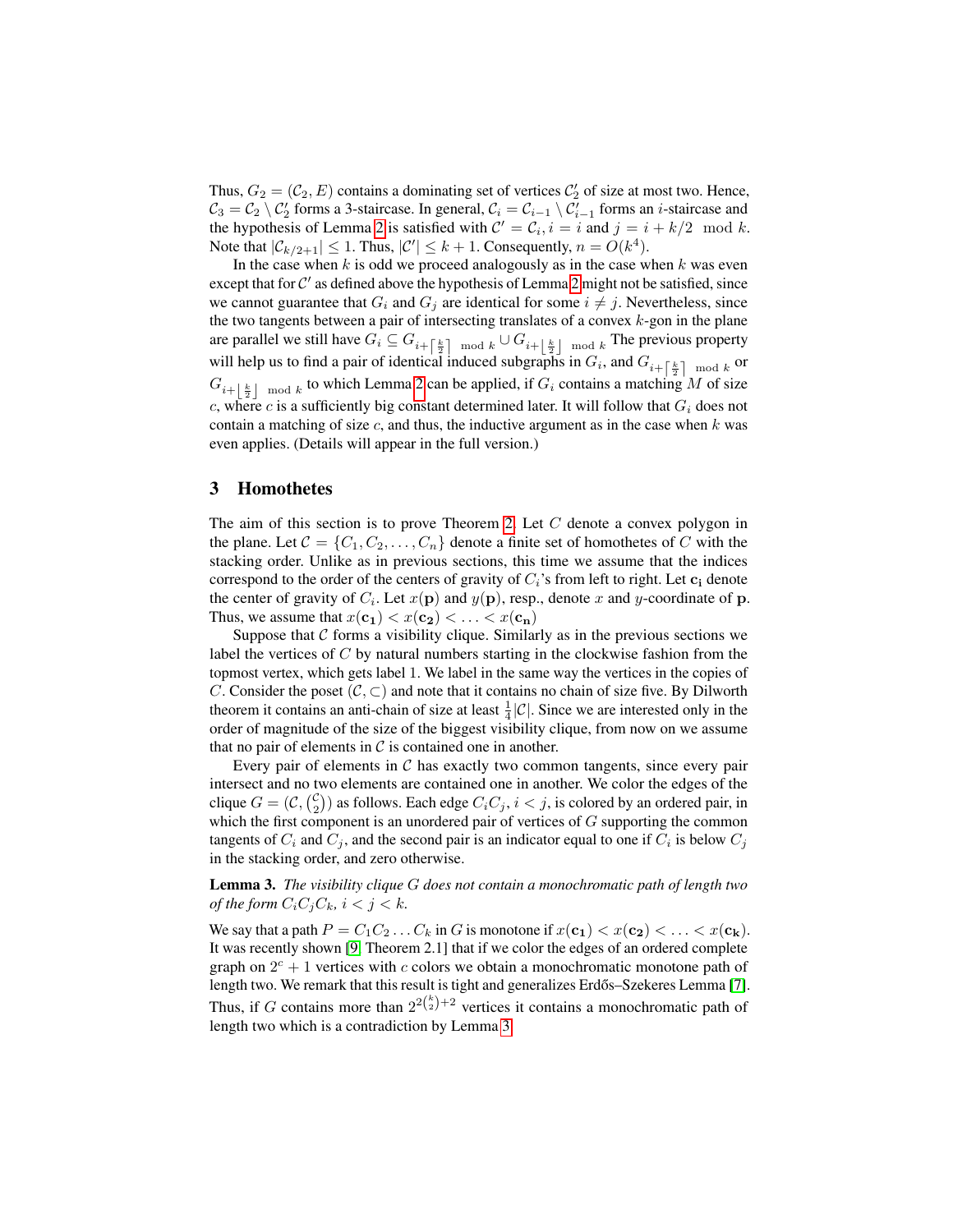Thus, $G_2 = (\mathcal{C}_2, E)$ contains a dominating set of vertices $\mathcal{C}_2'$ of size at most two. Hence, $\mathcal{C}_3 = \mathcal{C}_2 \setminus \mathcal{C}_2'$ forms a 3-staircase. In general, $\mathcal{C}_i = \mathcal{C}_{i-1} \setminus \mathcal{C}_{i-1}'$ forms an $i$-staircase and the hypothesis of Lemma 2 is satisfied with $\mathcal{C}' = \mathcal{C}_i, i = i$ and $j = i + k/2 \mod k$. Note that $|\mathcal{C}_{k/2+1}| \leq 1$. Thus, $|\mathcal{C}'| \leq k+1$. Consequently, $n = O(k^4)$.

In the case when $k$ is odd we proceed analogously as in the case when $k$ was even except that for $\mathcal{C}'$ as defined above the hypothesis of Lemma 2 might not be satisfied, since we cannot guarantee that $G_i$ and $G_j$ are identical for some $i \neq j$. Nevertheless, since the two tangents between a pair of intersecting translates of a convex $k$-gon in the plane are parallel we still have $G_i \subseteq G_{i+\lceil \frac{k}{2} \rceil \mod k} \cup G_{i+\lfloor \frac{k}{2} \rfloor \mod k}$ The previous property will help us to find a pair of identical induced subgraphs in $G_i$, and $G_{i+\lceil \frac{k}{2} \rceil \mod k}$ or $G_{i+\lfloor \frac{k}{2} \rfloor \mod k}$ to which Lemma 2 can be applied, if $G_i$ contains a matching $M$ of size $c$, where $c$ is a sufficiently big constant determined later. It will follow that $G_i$ does not contain a matching of size $c$, and thus, the inductive argument as in the case when $k$ was even applies. (Details will appear in the full version.)

## 3 Homothetes

The aim of this section is to prove Theorem 2. Let $C$ denote a convex polygon in the plane. Let $\mathcal{C} = \{C_1, C_2, \ldots, C_n\}$ denote a finite set of homothetes of $C$ with the stacking order. Unlike as in previous sections, this time we assume that the indices correspond to the order of the centers of gravity of $C_i$'s from left to right. Let $\mathbf{c_i}$ denote the center of gravity of $C_i$. Let $x(\mathbf{p})$ and $y(\mathbf{p})$, resp., denote $x$ and $y$-coordinate of $\mathbf{p}$. Thus, we assume that $x(\mathbf{c_1}) < x(\mathbf{c_2}) < \ldots < x(\mathbf{c_n})$

Suppose that $\mathcal{C}$ forms a visibility clique. Similarly as in the previous sections we label the vertices of $C$ by natural numbers starting in the clockwise fashion from the topmost vertex, which gets label 1. We label in the same way the vertices in the copies of $C$. Consider the poset $(\mathcal{C}, \subset)$ and note that it contains no chain of size five. By Dilworth theorem it contains an anti-chain of size at least $\frac{1}{4}|\mathcal{C}|$. Since we are interested only in the order of magnitude of the size of the biggest visibility clique, from now on we assume that no pair of elements in $\mathcal{C}$ is contained one in another.

Every pair of elements in $\mathcal{C}$ has exactly two common tangents, since every pair intersect and no two elements are contained one in another. We color the edges of the clique $G = (\mathcal{C}, \binom{\mathcal{C}}{2})$ as follows. Each edge $C_iC_j$, $i < j$, is colored by an ordered pair, in which the first component is an unordered pair of vertices of $G$ supporting the common tangents of $C_i$ and $C_j$, and the second pair is an indicator equal to one if $C_i$ is below $C_j$ in the stacking order, and zero otherwise.

**Lemma 3.** *The visibility clique $G$ does not contain a monochromatic path of length two of the form $C_iC_jC_k$, $i < j < k$.*

We say that a path $P = C_1C_2 \ldots C_k$ in $G$ is monotone if $x(\mathbf{c_1}) < x(\mathbf{c_2}) < \ldots < x(\mathbf{c_k})$. It was recently shown [9, Theorem 2.1] that if we color the edges of an ordered complete graph on $2^c + 1$ vertices with $c$ colors we obtain a monochromatic monotone path of length two. We remark that this result is tight and generalizes Erdős–Szekeres Lemma [7]. Thus, if $G$ contains more than $2^{2\binom{k}{2}+2}$ vertices it contains a monochromatic path of length two which is a contradiction by Lemma 3.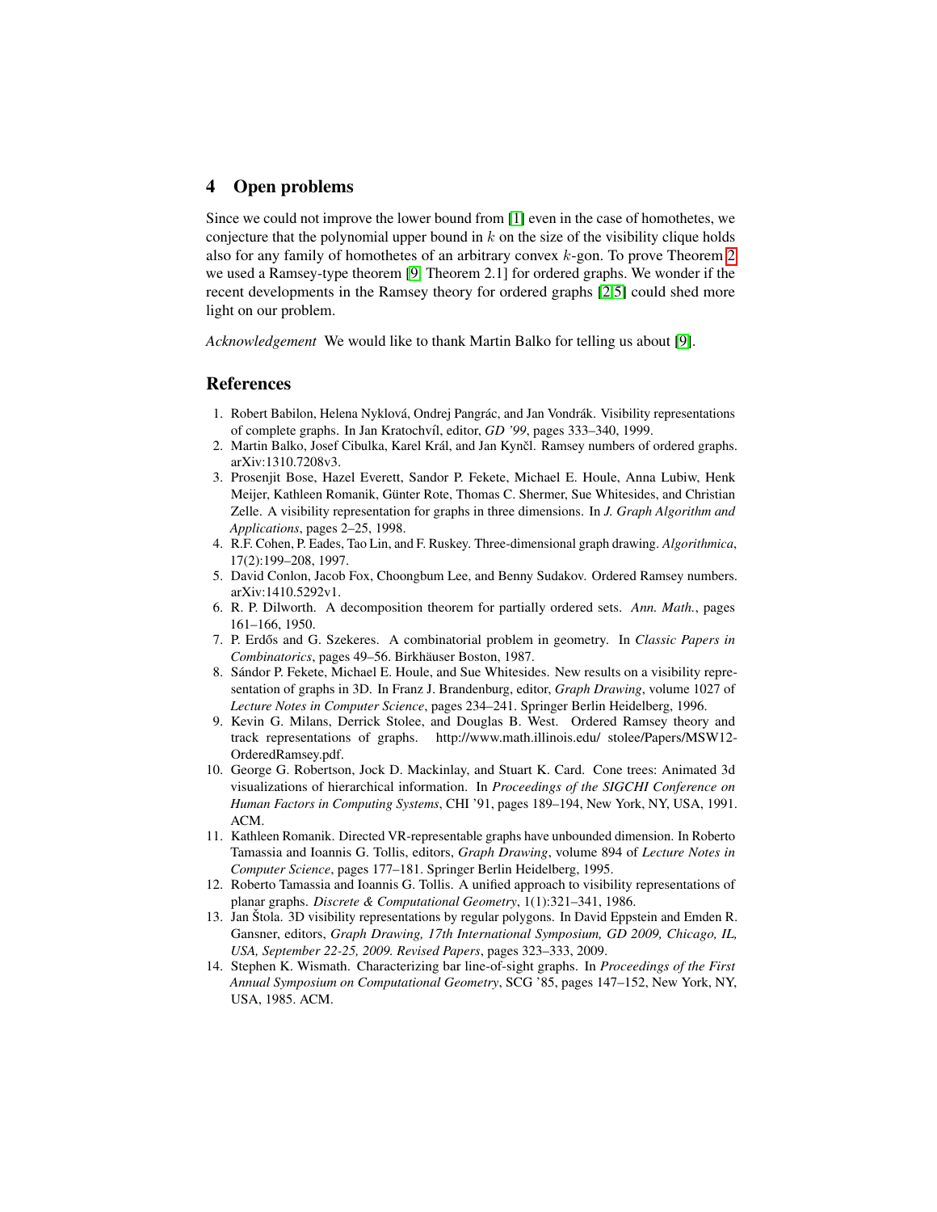## 4 Open problems

Since we could not improve the lower bound from [1] even in the case of homothetes, we conjecture that the polynomial upper bound in $k$ on the size of the visibility clique holds also for any family of homothetes of an arbitrary convex $k$-gon. To prove Theorem 2 we used a Ramsey-type theorem [9, Theorem 2.1] for ordered graphs. We wonder if the recent developments in the Ramsey theory for ordered graphs [2,5] could shed more light on our problem.

*Acknowledgement* We would like to thank Martin Balko for telling us about [9].

## References

1. Robert Babilon, Helena Nyklová, Ondrej Pangrác, and Jan Vondrák. Visibility representations of complete graphs. In Jan Kratochvíl, editor, *GD '99*, pages 333–340, 1999.
2. Martin Balko, Josef Cibulka, Karel Král, and Jan Kynčl. Ramsey numbers of ordered graphs. arXiv:1310.7208v3.
3. Prosenjit Bose, Hazel Everett, Sandor P. Fekete, Michael E. Houle, Anna Lubiw, Henk Meijer, Kathleen Romanik, Günter Rote, Thomas C. Shermer, Sue Whitesides, and Christian Zelle. A visibility representation for graphs in three dimensions. In *J. Graph Algorithm and Applications*, pages 2–25, 1998.
4. R.F. Cohen, P. Eades, Tao Lin, and F. Ruskey. Three-dimensional graph drawing. *Algorithmica*, 17(2):199–208, 1997.
5. David Conlon, Jacob Fox, Choongbum Lee, and Benny Sudakov. Ordered Ramsey numbers. arXiv:1410.5292v1.
6. R. P. Dilworth. A decomposition theorem for partially ordered sets. *Ann. Math.*, pages 161–166, 1950.
7. P. Erdős and G. Szekeres. A combinatorial problem in geometry. In *Classic Papers in Combinatorics*, pages 49–56. Birkhäuser Boston, 1987.
8. Sándor P. Fekete, Michael E. Houle, and Sue Whitesides. New results on a visibility representation of graphs in 3D. In Franz J. Brandenburg, editor, *Graph Drawing*, volume 1027 of *Lecture Notes in Computer Science*, pages 234–241. Springer Berlin Heidelberg, 1996.
9. Kevin G. Milans, Derrick Stolee, and Douglas B. West. Ordered Ramsey theory and track representations of graphs. http://www.math.illinois.edu/ stolee/Papers/MSW12-OrderedRamsey.pdf.
10. George G. Robertson, Jock D. Mackinlay, and Stuart K. Card. Cone trees: Animated 3d visualizations of hierarchical information. In *Proceedings of the SIGCHI Conference on Human Factors in Computing Systems*, CHI '91, pages 189–194, New York, NY, USA, 1991. ACM.
11. Kathleen Romanik. Directed VR-representable graphs have unbounded dimension. In Roberto Tamassia and Ioannis G. Tollis, editors, *Graph Drawing*, volume 894 of *Lecture Notes in Computer Science*, pages 177–181. Springer Berlin Heidelberg, 1995.
12. Roberto Tamassia and Ioannis G. Tollis. A unified approach to visibility representations of planar graphs. *Discrete & Computational Geometry*, 1(1):321–341, 1986.
13. Jan Štola. 3D visibility representations by regular polygons. In David Eppstein and Emden R. Gansner, editors, *Graph Drawing, 17th International Symposium, GD 2009, Chicago, IL, USA, September 22-25, 2009. Revised Papers*, pages 323–333, 2009.
14. Stephen K. Wismath. Characterizing bar line-of-sight graphs. In *Proceedings of the First Annual Symposium on Computational Geometry*, SCG '85, pages 147–152, New York, NY, USA, 1985. ACM.